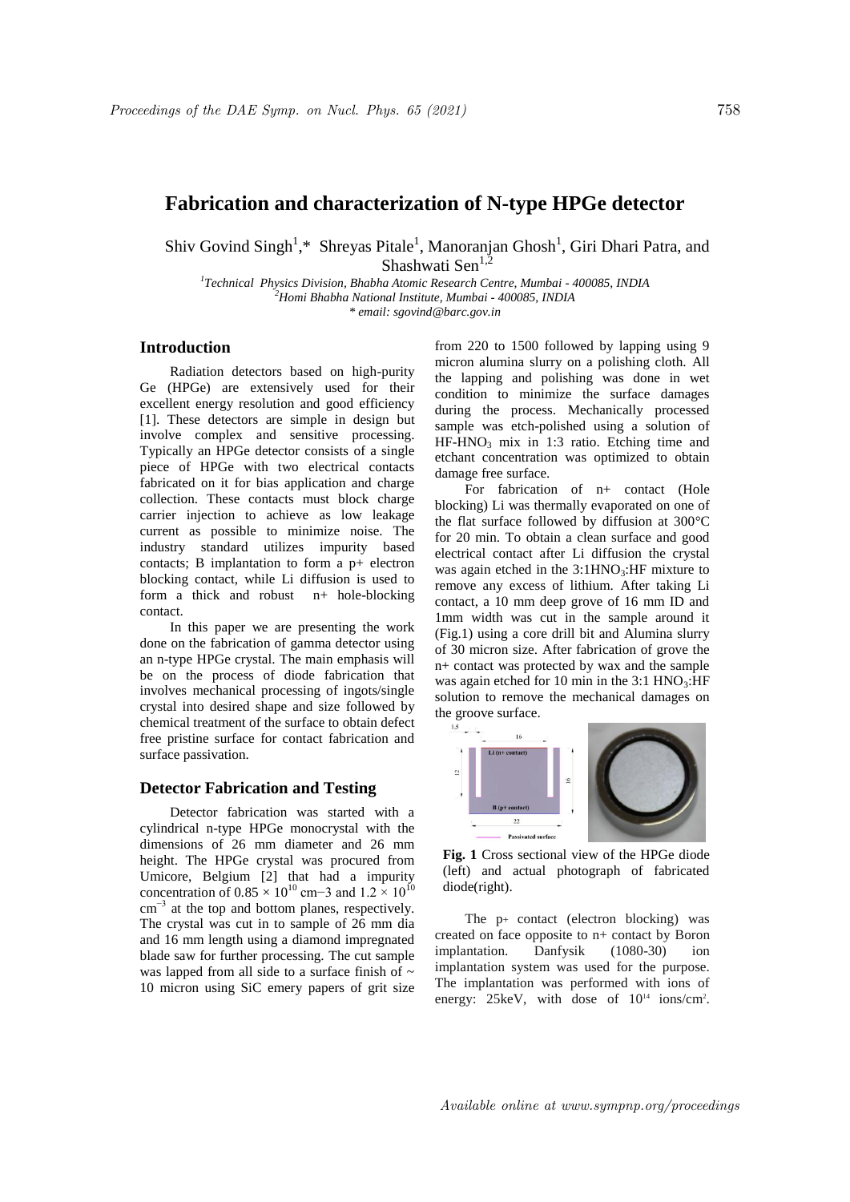# Fabrication and characterization of N-type HPGe detector

Shiv Govind Singh[1],* Shreyas Pitale[1], Manoranjan Ghosh[1], Giri Dhari Patra, and Shashwati Sen[1,2]

[1]*Technical Physics Division, Bhabha Atomic Research Centre, Mumbai - 400085, INDIA*
[2]*Homi Bhabha National Institute, Mumbai - 400085, INDIA*
*\* email: sgovind@barc.gov.in*

## Introduction

Radiation detectors based on high-purity Ge (HPGe) are extensively used for their excellent energy resolution and good efficiency [1]. These detectors are simple in design but involve complex and sensitive processing. Typically an HPGe detector consists of a single piece of HPGe with two electrical contacts fabricated on it for bias application and charge collection. These contacts must block charge carrier injection to achieve as low leakage current as possible to minimize noise. The industry standard utilizes impurity based contacts; B implantation to form a p+ electron blocking contact, while Li diffusion is used to form a thick and robust n+ hole-blocking contact.

In this paper we are presenting the work done on the fabrication of gamma detector using an n-type HPGe crystal. The main emphasis will be on the process of diode fabrication that involves mechanical processing of ingots/single crystal into desired shape and size followed by chemical treatment of the surface to obtain defect free pristine surface for contact fabrication and surface passivation.

## Detector Fabrication and Testing

Detector fabrication was started with a cylindrical n-type HPGe monocrystal with the dimensions of 26 mm diameter and 26 mm height. The HPGe crystal was procured from Umicore, Belgium [2] that had a impurity concentration of $0.85 \times 10^{10}$ cm−3 and $1.2 \times 10^{10}$ $cm^{-3}$ at the top and bottom planes, respectively. The crystal was cut in to sample of 26 mm dia and 16 mm length using a diamond impregnated blade saw for further processing. The cut sample was lapped from all side to a surface finish of ~ 10 micron using SiC emery papers of grit size from 220 to 1500 followed by lapping using 9 micron alumina slurry on a polishing cloth. All the lapping and polishing was done in wet condition to minimize the surface damages during the process. Mechanically processed sample was etch-polished using a solution of $HF$-$HNO_3$ mix in 1:3 ratio. Etching time and etchant concentration was optimized to obtain damage free surface.

For fabrication of n+ contact (Hole blocking) Li was thermally evaporated on one of the flat surface followed by diffusion at 300°C for 20 min. To obtain a clean surface and good electrical contact after Li diffusion the crystal was again etched in the 3:1$HNO_3$:HF mixture to remove any excess of lithium. After taking Li contact, a 10 mm deep grove of 16 mm ID and 1mm width was cut in the sample around it (Fig.1) using a core drill bit and Alumina slurry of 30 micron size. After fabrication of grove the n+ contact was protected by wax and the sample was again etched for 10 min in the 3:1 $HNO_3$:HF solution to remove the mechanical damages on the groove surface.

**Fig. 1** Cross sectional view of the HPGe diode (left) and actual photograph of fabricated diode(right).

The p+ contact (electron blocking) was created on face opposite to n+ contact by Boron implantation. Danfysik (1080-30) ion implantation system was used for the purpose. The implantation was performed with ions of energy: 25keV, with dose of $10^{14}$ ions/cm$^2$.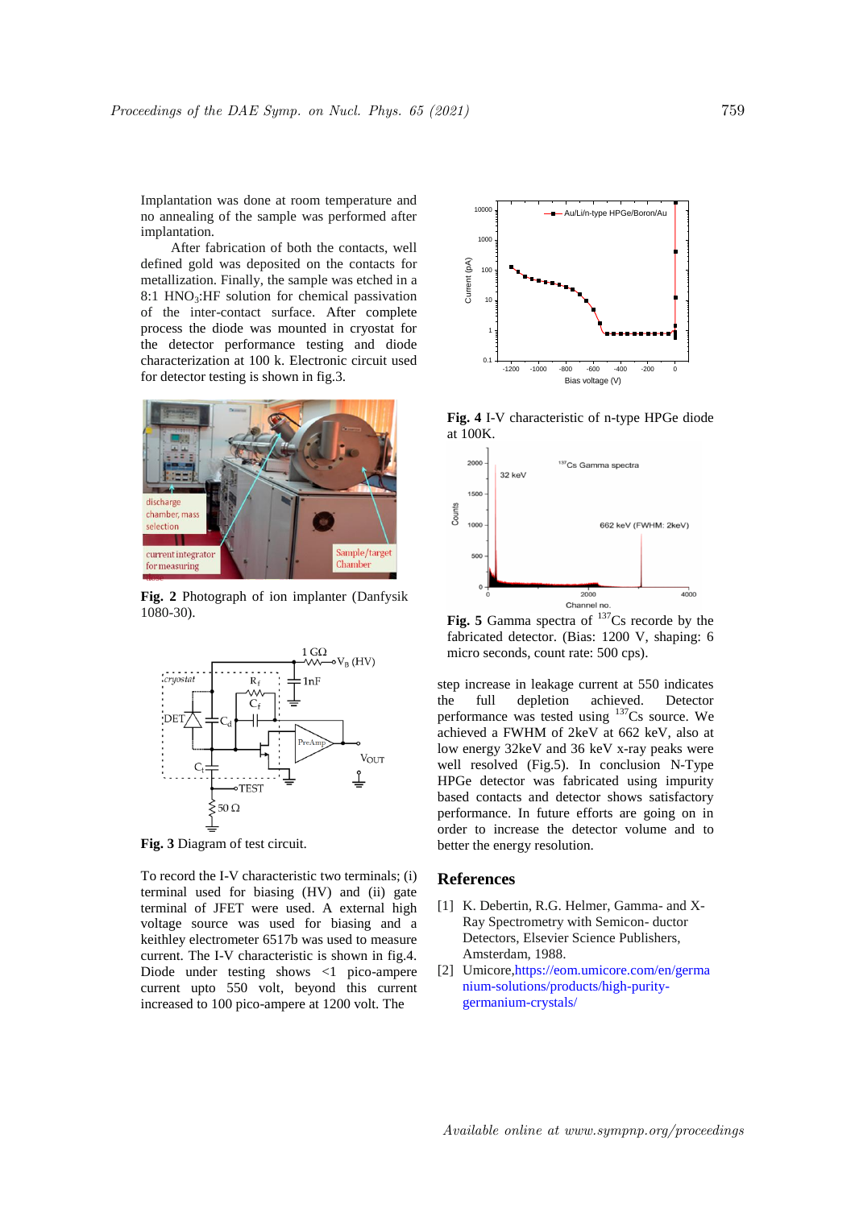Implantation was done at room temperature and no annealing of the sample was performed after implantation.

After fabrication of both the contacts, well defined gold was deposited on the contacts for metallization. Finally, the sample was etched in a 8:1 $HNO_3$:HF solution for chemical passivation of the inter-contact surface. After complete process the diode was mounted in cryostat for the detector performance testing and diode characterization at 100 k. Electronic circuit used for detector testing is shown in fig.3.

discharge chamber, mass selection

current integrator for measuring dose

Sample/target Chamber

**Fig. 2** Photograph of ion implanter (Danfysik 1080-30).

1 GΩ

$V_B$ (HV)

cryostat

$R_f$

1nF

$C_f$

DET

$C_d$

PreAmp

VOUT

$C_t$

TEST

50 Ω

**Fig. 3** Diagram of test circuit.

To record the I-V characteristic two terminals; (i) terminal used for biasing (HV) and (ii) gate terminal of JFET were used. A external high voltage source was used for biasing and a keithley electrometer 6517b was used to measure current. The I-V characteristic is shown in fig.4. Diode under testing shows <1 pico-ampere current upto 550 volt, beyond this current increased to 100 pico-ampere at 1200 volt. The

Au/Li/n-type HPGe/Boron/Au

Current (pA)

10000

1000

100

10

1

0.1

-1200 -1000 -800 -600 -400 -200 0

Bias voltage (V)

**Fig. 4** I-V characteristic of n-type HPGe diode at 100K.

$^{137}$Cs Gamma spectra

32 keV

662 keV (FWHM: 2keV)

Counts

2000

1500

1000

500

0

0 2000 4000

Channel no.

**Fig. 5** Gamma spectra of $^{137}$Cs recorde by the fabricated detector. (Bias: 1200 V, shaping: 6 micro seconds, count rate: 500 cps).

step increase in leakage current at 550 indicates the full depletion achieved. Detector performance was tested using $^{137}$Cs source. We achieved a FWHM of 2keV at 662 keV, also at low energy 32keV and 36 keV x-ray peaks were well resolved (Fig.5). In conclusion N-Type HPGe detector was fabricated using impurity based contacts and detector shows satisfactory performance. In future efforts are going on in order to increase the detector volume and to better the energy resolution.

## References

[1] K. Debertin, R.G. Helmer, Gamma- and X-Ray Spectrometry with Semicon- ductor Detectors, Elsevier Science Publishers, Amsterdam, 1988.

[2] Umicore,https://eom.umicore.com/en/germanium-solutions/products/high-purity-germanium-crystals/